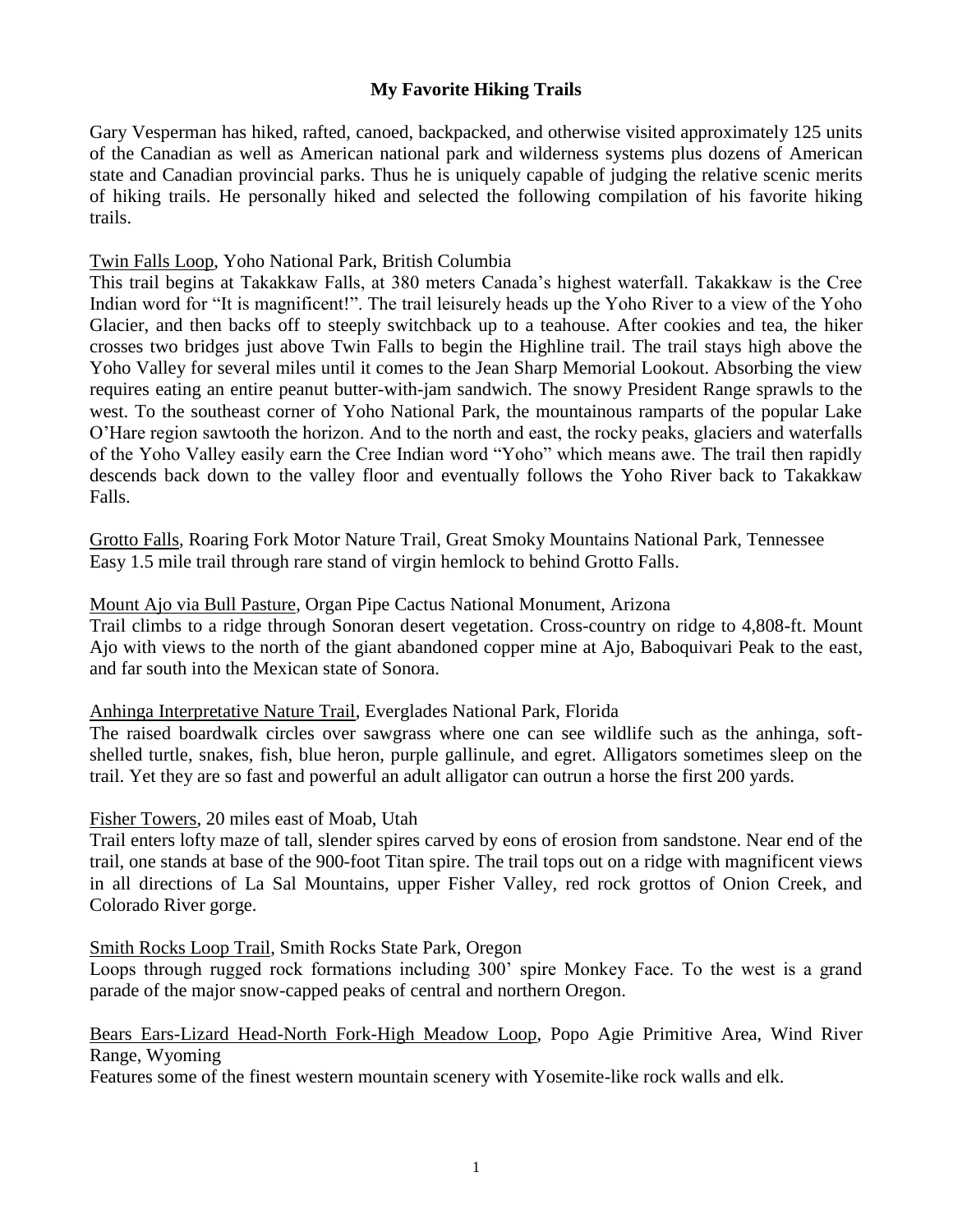# My Favorite Hiking Trails

Gary Vesperman has hiked, rafted, canoed, backpacked, and otherwise visited approximately 125 units of the Canadian as well as American national park and wilderness systems plus dozens of American state and Canadian provincial parks. Thus he is uniquely capable of judging the relative scenic merits of hiking trails. He personally hiked and selected the following compilation of his favorite hiking trails.

<u>Twin Falls Loop</u>, Yoho National Park, British Columbia

This trail begins at Takakkaw Falls, at 380 meters Canada's highest waterfall. Takakkaw is the Cree Indian word for "It is magnificent!". The trail leisurely heads up the Yoho River to a view of the Yoho Glacier, and then backs off to steeply switchback up to a teahouse. After cookies and tea, the hiker crosses two bridges just above Twin Falls to begin the Highline trail. The trail stays high above the Yoho Valley for several miles until it comes to the Jean Sharp Memorial Lookout. Absorbing the view requires eating an entire peanut butter-with-jam sandwich. The snowy President Range sprawls to the west. To the southeast corner of Yoho National Park, the mountainous ramparts of the popular Lake O'Hare region sawtooth the horizon. And to the north and east, the rocky peaks, glaciers and waterfalls of the Yoho Valley easily earn the Cree Indian word "Yoho" which means awe. The trail then rapidly descends back down to the valley floor and eventually follows the Yoho River back to Takakkaw Falls.

<u>Grotto Falls</u>, Roaring Fork Motor Nature Trail, Great Smoky Mountains National Park, Tennessee

Easy 1.5 mile trail through rare stand of virgin hemlock to behind Grotto Falls.

<u>Mount Ajo via Bull Pasture</u>, Organ Pipe Cactus National Monument, Arizona

Trail climbs to a ridge through Sonoran desert vegetation. Cross-country on ridge to 4,808-ft. Mount Ajo with views to the north of the giant abandoned copper mine at Ajo, Baboquivari Peak to the east, and far south into the Mexican state of Sonora.

<u>Anhinga Interpretative Nature Trail</u>, Everglades National Park, Florida

The raised boardwalk circles over sawgrass where one can see wildlife such as the anhinga, soft-shelled turtle, snakes, fish, blue heron, purple gallinule, and egret. Alligators sometimes sleep on the trail. Yet they are so fast and powerful an adult alligator can outrun a horse the first 200 yards.

<u>Fisher Towers</u>, 20 miles east of Moab, Utah

Trail enters lofty maze of tall, slender spires carved by eons of erosion from sandstone. Near end of the trail, one stands at base of the 900-foot Titan spire. The trail tops out on a ridge with magnificent views in all directions of La Sal Mountains, upper Fisher Valley, red rock grottos of Onion Creek, and Colorado River gorge.

<u>Smith Rocks Loop Trail</u>, Smith Rocks State Park, Oregon

Loops through rugged rock formations including 300' spire Monkey Face. To the west is a grand parade of the major snow-capped peaks of central and northern Oregon.

<u>Bears Ears-Lizard Head-North Fork-High Meadow Loop</u>, Popo Agie Primitive Area, Wind River Range, Wyoming

Features some of the finest western mountain scenery with Yosemite-like rock walls and elk.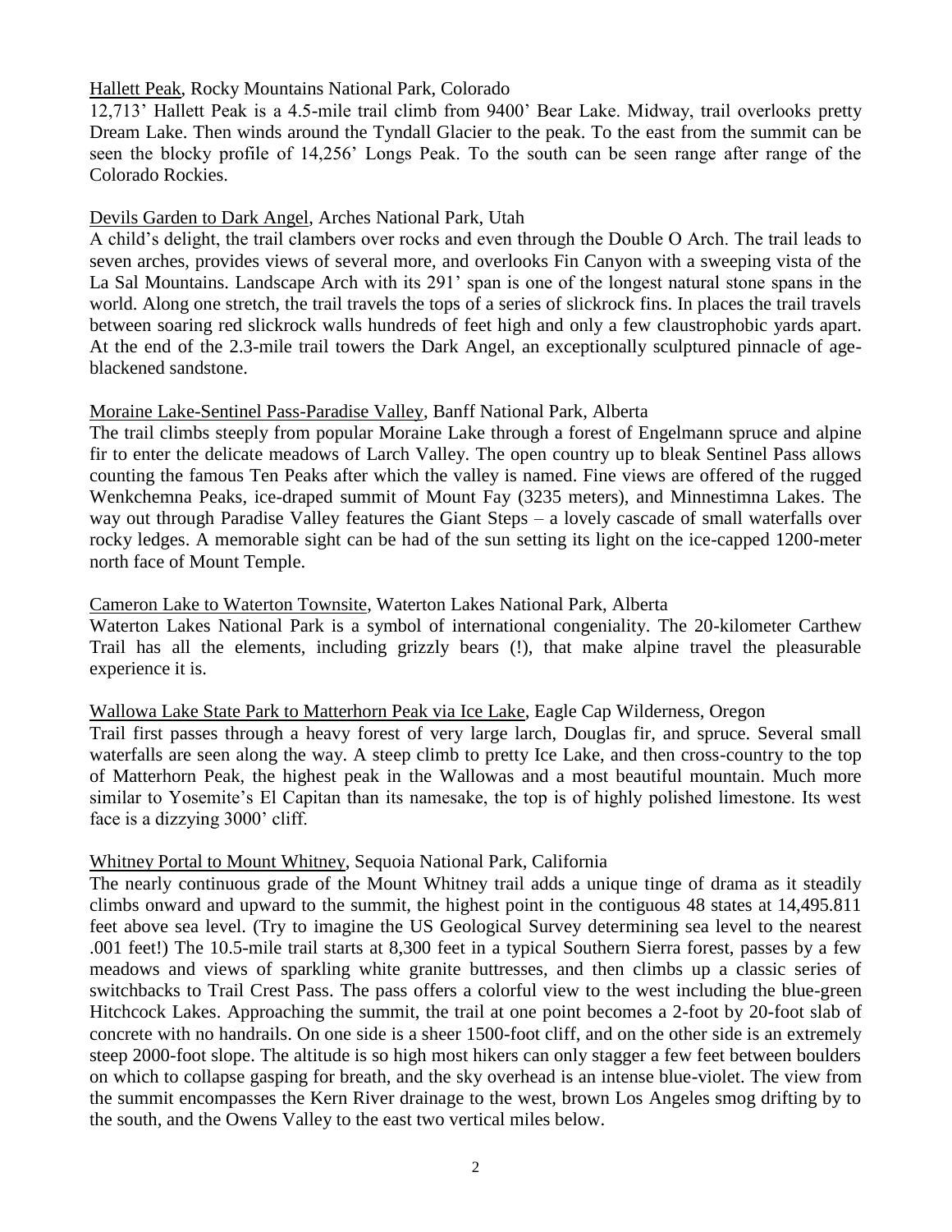<u>Hallett Peak</u>, Rocky Mountains National Park, Colorado

12,713' Hallett Peak is a 4.5-mile trail climb from 9400' Bear Lake. Midway, trail overlooks pretty Dream Lake. Then winds around the Tyndall Glacier to the peak. To the east from the summit can be seen the blocky profile of 14,256' Longs Peak. To the south can be seen range after range of the Colorado Rockies.

<u>Devils Garden to Dark Angel</u>, Arches National Park, Utah

A child's delight, the trail clambers over rocks and even through the Double O Arch. The trail leads to seven arches, provides views of several more, and overlooks Fin Canyon with a sweeping vista of the La Sal Mountains. Landscape Arch with its 291' span is one of the longest natural stone spans in the world. Along one stretch, the trail travels the tops of a series of slickrock fins. In places the trail travels between soaring red slickrock walls hundreds of feet high and only a few claustrophobic yards apart. At the end of the 2.3-mile trail towers the Dark Angel, an exceptionally sculptured pinnacle of age-blackened sandstone.

<u>Moraine Lake-Sentinel Pass-Paradise Valley</u>, Banff National Park, Alberta

The trail climbs steeply from popular Moraine Lake through a forest of Engelmann spruce and alpine fir to enter the delicate meadows of Larch Valley. The open country up to bleak Sentinel Pass allows counting the famous Ten Peaks after which the valley is named. Fine views are offered of the rugged Wenkchemna Peaks, ice-draped summit of Mount Fay (3235 meters), and Minnestimna Lakes. The way out through Paradise Valley features the Giant Steps – a lovely cascade of small waterfalls over rocky ledges. A memorable sight can be had of the sun setting its light on the ice-capped 1200-meter north face of Mount Temple.

<u>Cameron Lake to Waterton Townsite</u>, Waterton Lakes National Park, Alberta

Waterton Lakes National Park is a symbol of international congeniality. The 20-kilometer Carthew Trail has all the elements, including grizzly bears (!), that make alpine travel the pleasurable experience it is.

<u>Wallowa Lake State Park to Matterhorn Peak via Ice Lake</u>, Eagle Cap Wilderness, Oregon

Trail first passes through a heavy forest of very large larch, Douglas fir, and spruce. Several small waterfalls are seen along the way. A steep climb to pretty Ice Lake, and then cross-country to the top of Matterhorn Peak, the highest peak in the Wallowas and a most beautiful mountain. Much more similar to Yosemite's El Capitan than its namesake, the top is of highly polished limestone. Its west face is a dizzying 3000' cliff.

<u>Whitney Portal to Mount Whitney</u>, Sequoia National Park, California

The nearly continuous grade of the Mount Whitney trail adds a unique tinge of drama as it steadily climbs onward and upward to the summit, the highest point in the contiguous 48 states at 14,495.811 feet above sea level. (Try to imagine the US Geological Survey determining sea level to the nearest .001 feet!) The 10.5-mile trail starts at 8,300 feet in a typical Southern Sierra forest, passes by a few meadows and views of sparkling white granite buttresses, and then climbs up a classic series of switchbacks to Trail Crest Pass. The pass offers a colorful view to the west including the blue-green Hitchcock Lakes. Approaching the summit, the trail at one point becomes a 2-foot by 20-foot slab of concrete with no handrails. On one side is a sheer 1500-foot cliff, and on the other side is an extremely steep 2000-foot slope. The altitude is so high most hikers can only stagger a few feet between boulders on which to collapse gasping for breath, and the sky overhead is an intense blue-violet. The view from the summit encompasses the Kern River drainage to the west, brown Los Angeles smog drifting by to the south, and the Owens Valley to the east two vertical miles below.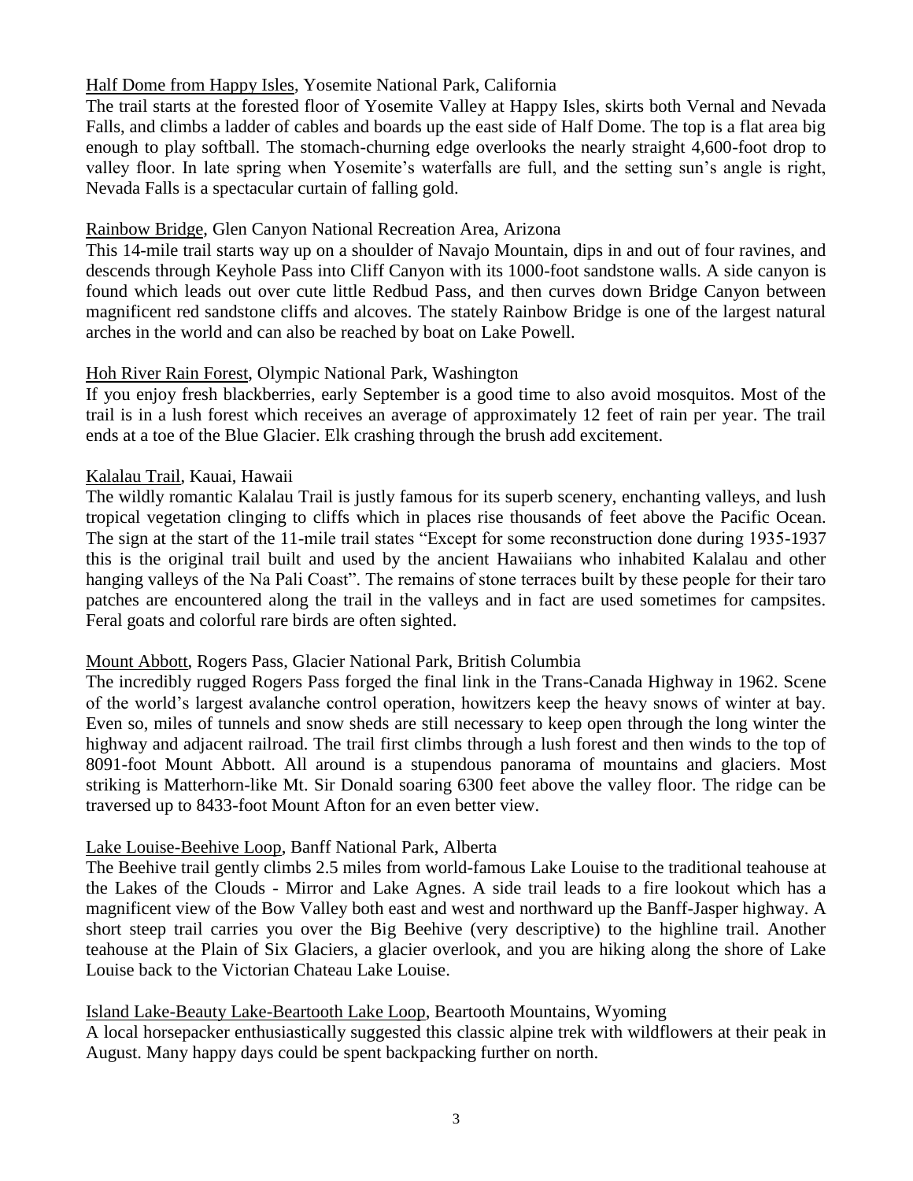<u>Half Dome from Happy Isles</u>, Yosemite National Park, California

The trail starts at the forested floor of Yosemite Valley at Happy Isles, skirts both Vernal and Nevada Falls, and climbs a ladder of cables and boards up the east side of Half Dome. The top is a flat area big enough to play softball. The stomach-churning edge overlooks the nearly straight 4,600-foot drop to valley floor. In late spring when Yosemite's waterfalls are full, and the setting sun's angle is right, Nevada Falls is a spectacular curtain of falling gold.

<u>Rainbow Bridge</u>, Glen Canyon National Recreation Area, Arizona

This 14-mile trail starts way up on a shoulder of Navajo Mountain, dips in and out of four ravines, and descends through Keyhole Pass into Cliff Canyon with its 1000-foot sandstone walls. A side canyon is found which leads out over cute little Redbud Pass, and then curves down Bridge Canyon between magnificent red sandstone cliffs and alcoves. The stately Rainbow Bridge is one of the largest natural arches in the world and can also be reached by boat on Lake Powell.

<u>Hoh River Rain Forest</u>, Olympic National Park, Washington

If you enjoy fresh blackberries, early September is a good time to also avoid mosquitos. Most of the trail is in a lush forest which receives an average of approximately 12 feet of rain per year. The trail ends at a toe of the Blue Glacier. Elk crashing through the brush add excitement.

<u>Kalalau Trail</u>, Kauai, Hawaii

The wildly romantic Kalalau Trail is justly famous for its superb scenery, enchanting valleys, and lush tropical vegetation clinging to cliffs which in places rise thousands of feet above the Pacific Ocean. The sign at the start of the 11-mile trail states "Except for some reconstruction done during 1935-1937 this is the original trail built and used by the ancient Hawaiians who inhabited Kalalau and other hanging valleys of the Na Pali Coast". The remains of stone terraces built by these people for their taro patches are encountered along the trail in the valleys and in fact are used sometimes for campsites. Feral goats and colorful rare birds are often sighted.

<u>Mount Abbott</u>, Rogers Pass, Glacier National Park, British Columbia

The incredibly rugged Rogers Pass forged the final link in the Trans-Canada Highway in 1962. Scene of the world's largest avalanche control operation, howitzers keep the heavy snows of winter at bay. Even so, miles of tunnels and snow sheds are still necessary to keep open through the long winter the highway and adjacent railroad. The trail first climbs through a lush forest and then winds to the top of 8091-foot Mount Abbott. All around is a stupendous panorama of mountains and glaciers. Most striking is Matterhorn-like Mt. Sir Donald soaring 6300 feet above the valley floor. The ridge can be traversed up to 8433-foot Mount Afton for an even better view.

<u>Lake Louise-Beehive Loop</u>, Banff National Park, Alberta

The Beehive trail gently climbs 2.5 miles from world-famous Lake Louise to the traditional teahouse at the Lakes of the Clouds - Mirror and Lake Agnes. A side trail leads to a fire lookout which has a magnificent view of the Bow Valley both east and west and northward up the Banff-Jasper highway. A short steep trail carries you over the Big Beehive (very descriptive) to the highline trail. Another teahouse at the Plain of Six Glaciers, a glacier overlook, and you are hiking along the shore of Lake Louise back to the Victorian Chateau Lake Louise.

<u>Island Lake-Beauty Lake-Beartooth Lake Loop</u>, Beartooth Mountains, Wyoming

A local horsepacker enthusiastically suggested this classic alpine trek with wildflowers at their peak in August. Many happy days could be spent backpacking further on north.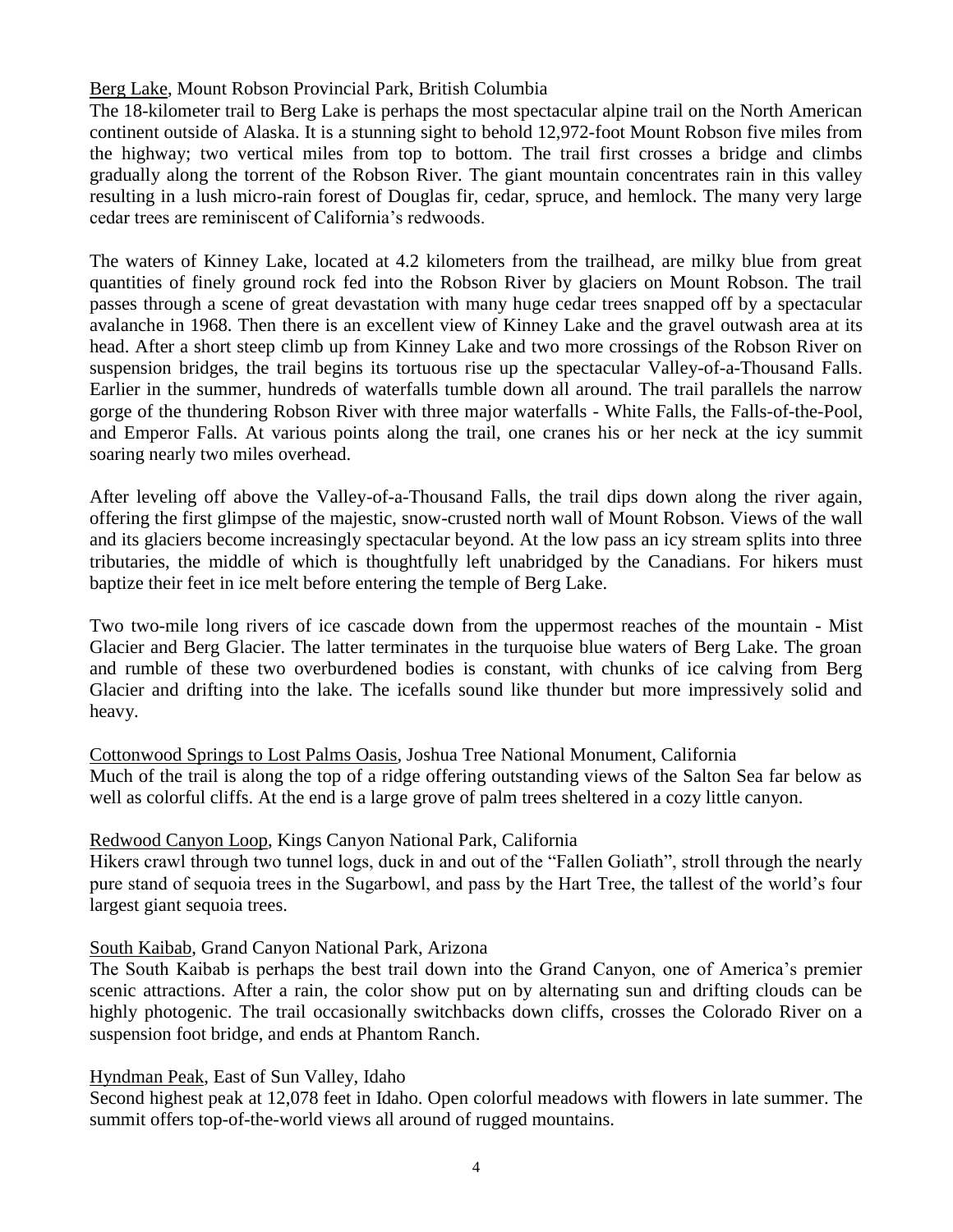<u>Berg Lake</u>, Mount Robson Provincial Park, British Columbia

The 18-kilometer trail to Berg Lake is perhaps the most spectacular alpine trail on the North American continent outside of Alaska. It is a stunning sight to behold 12,972-foot Mount Robson five miles from the highway; two vertical miles from top to bottom. The trail first crosses a bridge and climbs gradually along the torrent of the Robson River. The giant mountain concentrates rain in this valley resulting in a lush micro-rain forest of Douglas fir, cedar, spruce, and hemlock. The many very large cedar trees are reminiscent of California's redwoods.

The waters of Kinney Lake, located at 4.2 kilometers from the trailhead, are milky blue from great quantities of finely ground rock fed into the Robson River by glaciers on Mount Robson. The trail passes through a scene of great devastation with many huge cedar trees snapped off by a spectacular avalanche in 1968. Then there is an excellent view of Kinney Lake and the gravel outwash area at its head. After a short steep climb up from Kinney Lake and two more crossings of the Robson River on suspension bridges, the trail begins its tortuous rise up the spectacular Valley-of-a-Thousand Falls. Earlier in the summer, hundreds of waterfalls tumble down all around. The trail parallels the narrow gorge of the thundering Robson River with three major waterfalls - White Falls, the Falls-of-the-Pool, and Emperor Falls. At various points along the trail, one cranes his or her neck at the icy summit soaring nearly two miles overhead.

After leveling off above the Valley-of-a-Thousand Falls, the trail dips down along the river again, offering the first glimpse of the majestic, snow-crusted north wall of Mount Robson. Views of the wall and its glaciers become increasingly spectacular beyond. At the low pass an icy stream splits into three tributaries, the middle of which is thoughtfully left unabridged by the Canadians. For hikers must baptize their feet in ice melt before entering the temple of Berg Lake.

Two two-mile long rivers of ice cascade down from the uppermost reaches of the mountain - Mist Glacier and Berg Glacier. The latter terminates in the turquoise blue waters of Berg Lake. The groan and rumble of these two overburdened bodies is constant, with chunks of ice calving from Berg Glacier and drifting into the lake. The icefalls sound like thunder but more impressively solid and heavy.

<u>Cottonwood Springs to Lost Palms Oasis</u>, Joshua Tree National Monument, California

Much of the trail is along the top of a ridge offering outstanding views of the Salton Sea far below as well as colorful cliffs. At the end is a large grove of palm trees sheltered in a cozy little canyon.

<u>Redwood Canyon Loop</u>, Kings Canyon National Park, California

Hikers crawl through two tunnel logs, duck in and out of the "Fallen Goliath", stroll through the nearly pure stand of sequoia trees in the Sugarbowl, and pass by the Hart Tree, the tallest of the world's four largest giant sequoia trees.

<u>South Kaibab</u>, Grand Canyon National Park, Arizona

The South Kaibab is perhaps the best trail down into the Grand Canyon, one of America's premier scenic attractions. After a rain, the color show put on by alternating sun and drifting clouds can be highly photogenic. The trail occasionally switchbacks down cliffs, crosses the Colorado River on a suspension foot bridge, and ends at Phantom Ranch.

<u>Hyndman Peak</u>, East of Sun Valley, Idaho

Second highest peak at 12,078 feet in Idaho. Open colorful meadows with flowers in late summer. The summit offers top-of-the-world views all around of rugged mountains.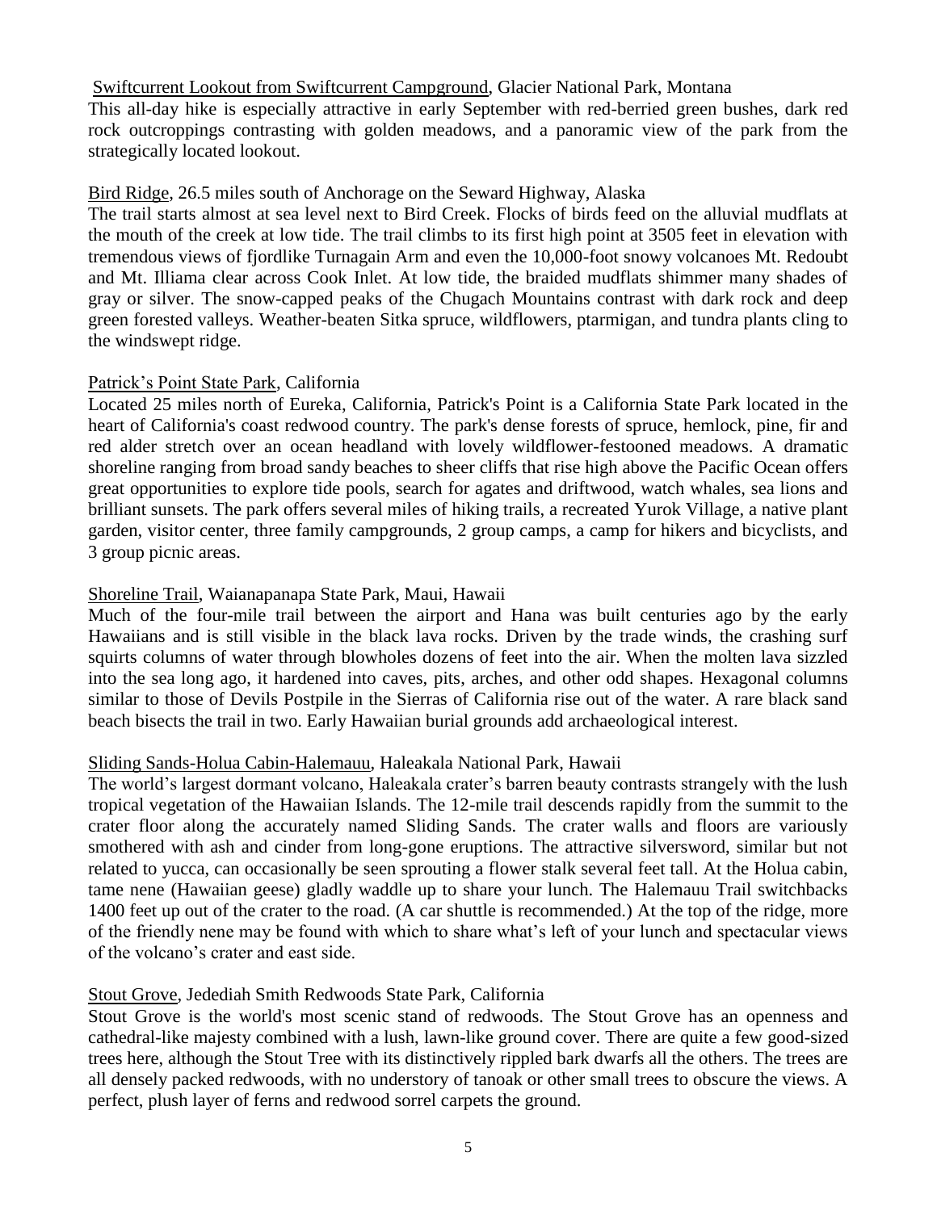<u>Swiftcurrent Lookout from Swiftcurrent Campground</u>, Glacier National Park, Montana

This all-day hike is especially attractive in early September with red-berried green bushes, dark red rock outcroppings contrasting with golden meadows, and a panoramic view of the park from the strategically located lookout.

<u>Bird Ridge</u>, 26.5 miles south of Anchorage on the Seward Highway, Alaska

The trail starts almost at sea level next to Bird Creek. Flocks of birds feed on the alluvial mudflats at the mouth of the creek at low tide. The trail climbs to its first high point at 3505 feet in elevation with tremendous views of fjordlike Turnagain Arm and even the 10,000-foot snowy volcanoes Mt. Redoubt and Mt. Illiama clear across Cook Inlet. At low tide, the braided mudflats shimmer many shades of gray or silver. The snow-capped peaks of the Chugach Mountains contrast with dark rock and deep green forested valleys. Weather-beaten Sitka spruce, wildflowers, ptarmigan, and tundra plants cling to the windswept ridge.

<u>Patrick's Point State Park</u>, California

Located 25 miles north of Eureka, California, Patrick's Point is a California State Park located in the heart of California's coast redwood country. The park's dense forests of spruce, hemlock, pine, fir and red alder stretch over an ocean headland with lovely wildflower-festooned meadows. A dramatic shoreline ranging from broad sandy beaches to sheer cliffs that rise high above the Pacific Ocean offers great opportunities to explore tide pools, search for agates and driftwood, watch whales, sea lions and brilliant sunsets. The park offers several miles of hiking trails, a recreated Yurok Village, a native plant garden, visitor center, three family campgrounds, 2 group camps, a camp for hikers and bicyclists, and 3 group picnic areas.

<u>Shoreline Trail</u>, Waianapanapa State Park, Maui, Hawaii

Much of the four-mile trail between the airport and Hana was built centuries ago by the early Hawaiians and is still visible in the black lava rocks. Driven by the trade winds, the crashing surf squirts columns of water through blowholes dozens of feet into the air. When the molten lava sizzled into the sea long ago, it hardened into caves, pits, arches, and other odd shapes. Hexagonal columns similar to those of Devils Postpile in the Sierras of California rise out of the water. A rare black sand beach bisects the trail in two. Early Hawaiian burial grounds add archaeological interest.

<u>Sliding Sands-Holua Cabin-Halemauu</u>, Haleakala National Park, Hawaii

The world's largest dormant volcano, Haleakala crater's barren beauty contrasts strangely with the lush tropical vegetation of the Hawaiian Islands. The 12-mile trail descends rapidly from the summit to the crater floor along the accurately named Sliding Sands. The crater walls and floors are variously smothered with ash and cinder from long-gone eruptions. The attractive silversword, similar but not related to yucca, can occasionally be seen sprouting a flower stalk several feet tall. At the Holua cabin, tame nene (Hawaiian geese) gladly waddle up to share your lunch. The Halemauu Trail switchbacks 1400 feet up out of the crater to the road. (A car shuttle is recommended.) At the top of the ridge, more of the friendly nene may be found with which to share what's left of your lunch and spectacular views of the volcano's crater and east side.

<u>Stout Grove</u>, Jedediah Smith Redwoods State Park, California

Stout Grove is the world's most scenic stand of redwoods. The Stout Grove has an openness and cathedral-like majesty combined with a lush, lawn-like ground cover. There are quite a few good-sized trees here, although the Stout Tree with its distinctively rippled bark dwarfs all the others. The trees are all densely packed redwoods, with no understory of tanoak or other small trees to obscure the views. A perfect, plush layer of ferns and redwood sorrel carpets the ground.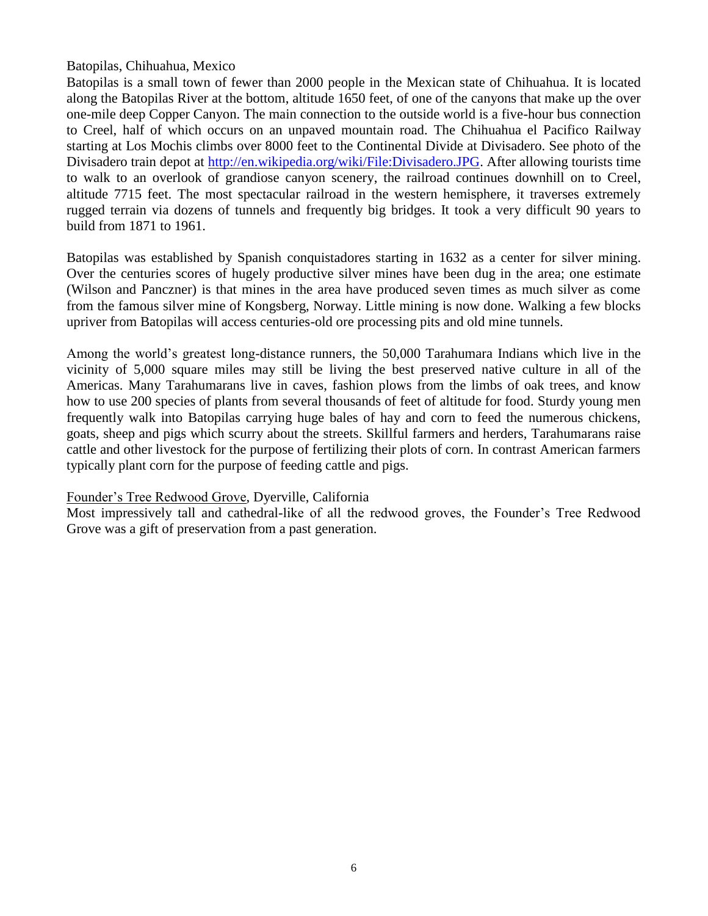Batopilas, Chihuahua, Mexico

Batopilas is a small town of fewer than 2000 people in the Mexican state of Chihuahua. It is located along the Batopilas River at the bottom, altitude 1650 feet, of one of the canyons that make up the over one-mile deep Copper Canyon. The main connection to the outside world is a five-hour bus connection to Creel, half of which occurs on an unpaved mountain road. The Chihuahua el Pacifico Railway starting at Los Mochis climbs over 8000 feet to the Continental Divide at Divisadero. See photo of the Divisadero train depot at [http://en.wikipedia.org/wiki/File:Divisadero.JPG](http://en.wikipedia.org/wiki/File:Divisadero.JPG). After allowing tourists time to walk to an overlook of grandiose canyon scenery, the railroad continues downhill on to Creel, altitude 7715 feet. The most spectacular railroad in the western hemisphere, it traverses extremely rugged terrain via dozens of tunnels and frequently big bridges. It took a very difficult 90 years to build from 1871 to 1961.

Batopilas was established by Spanish conquistadores starting in 1632 as a center for silver mining. Over the centuries scores of hugely productive silver mines have been dug in the area; one estimate (Wilson and Panczner) is that mines in the area have produced seven times as much silver as come from the famous silver mine of Kongsberg, Norway. Little mining is now done. Walking a few blocks upriver from Batopilas will access centuries-old ore processing pits and old mine tunnels.

Among the world's greatest long-distance runners, the 50,000 Tarahumara Indians which live in the vicinity of 5,000 square miles may still be living the best preserved native culture in all of the Americas. Many Tarahumarans live in caves, fashion plows from the limbs of oak trees, and know how to use 200 species of plants from several thousands of feet of altitude for food. Sturdy young men frequently walk into Batopilas carrying huge bales of hay and corn to feed the numerous chickens, goats, sheep and pigs which scurry about the streets. Skillful farmers and herders, Tarahumarans raise cattle and other livestock for the purpose of fertilizing their plots of corn. In contrast American farmers typically plant corn for the purpose of feeding cattle and pigs.

Founder's Tree Redwood Grove, Dyerville, California

Most impressively tall and cathedral-like of all the redwood groves, the Founder's Tree Redwood Grove was a gift of preservation from a past generation.